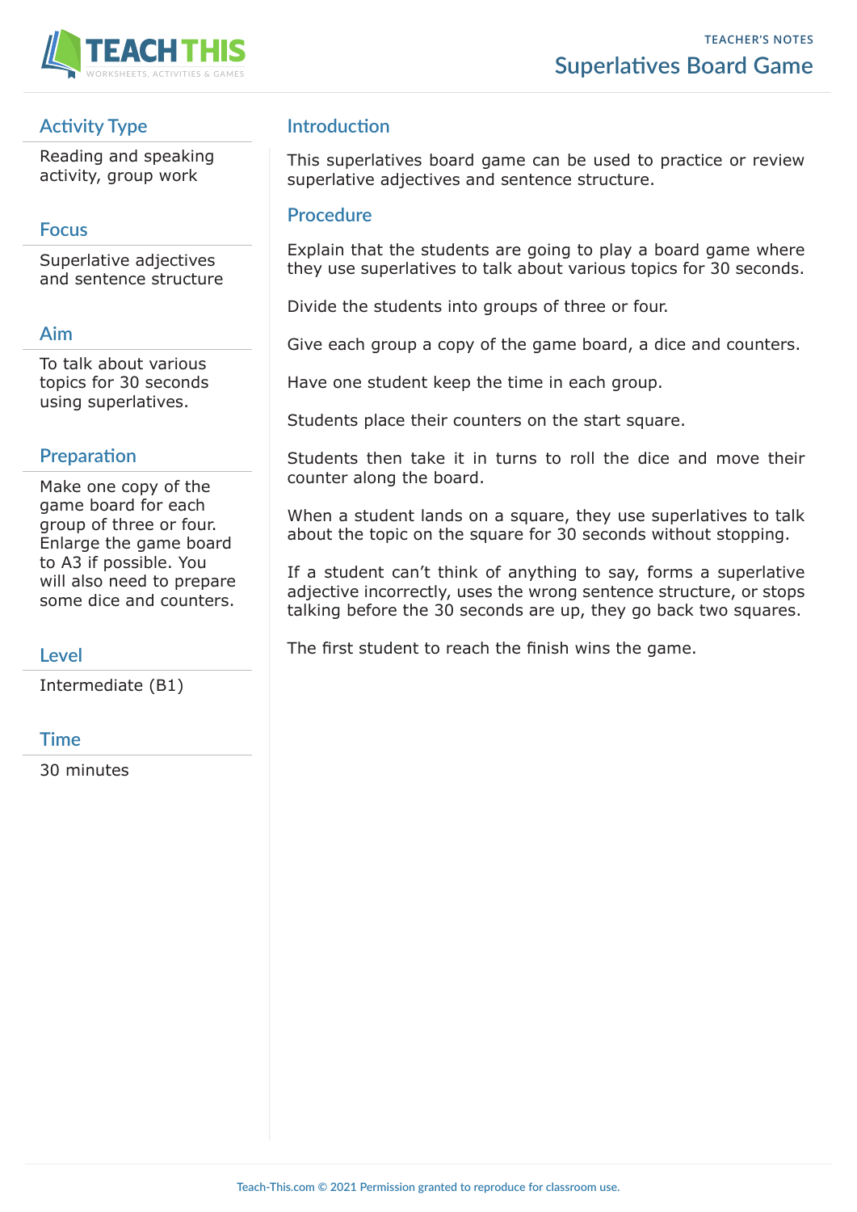TEACHER'S NOTES

# Superlatives Board Game

## Activity Type

Reading and speaking activity, group work

## Focus

Superlative adjectives and sentence structure

## Aim

To talk about various topics for 30 seconds using superlatives.

## Preparation

Make one copy of the game board for each group of three or four. Enlarge the game board to A3 if possible. You will also need to prepare some dice and counters.

## Level

Intermediate (B1)

## Time

30 minutes

## Introduction

This superlatives board game can be used to practice or review superlative adjectives and sentence structure.

## Procedure

Explain that the students are going to play a board game where they use superlatives to talk about various topics for 30 seconds.

Divide the students into groups of three or four.

Give each group a copy of the game board, a dice and counters.

Have one student keep the time in each group.

Students place their counters on the start square.

Students then take it in turns to roll the dice and move their counter along the board.

When a student lands on a square, they use superlatives to talk about the topic on the square for 30 seconds without stopping.

If a student can't think of anything to say, forms a superlative adjective incorrectly, uses the wrong sentence structure, or stops talking before the 30 seconds are up, they go back two squares.

The first student to reach the finish wins the game.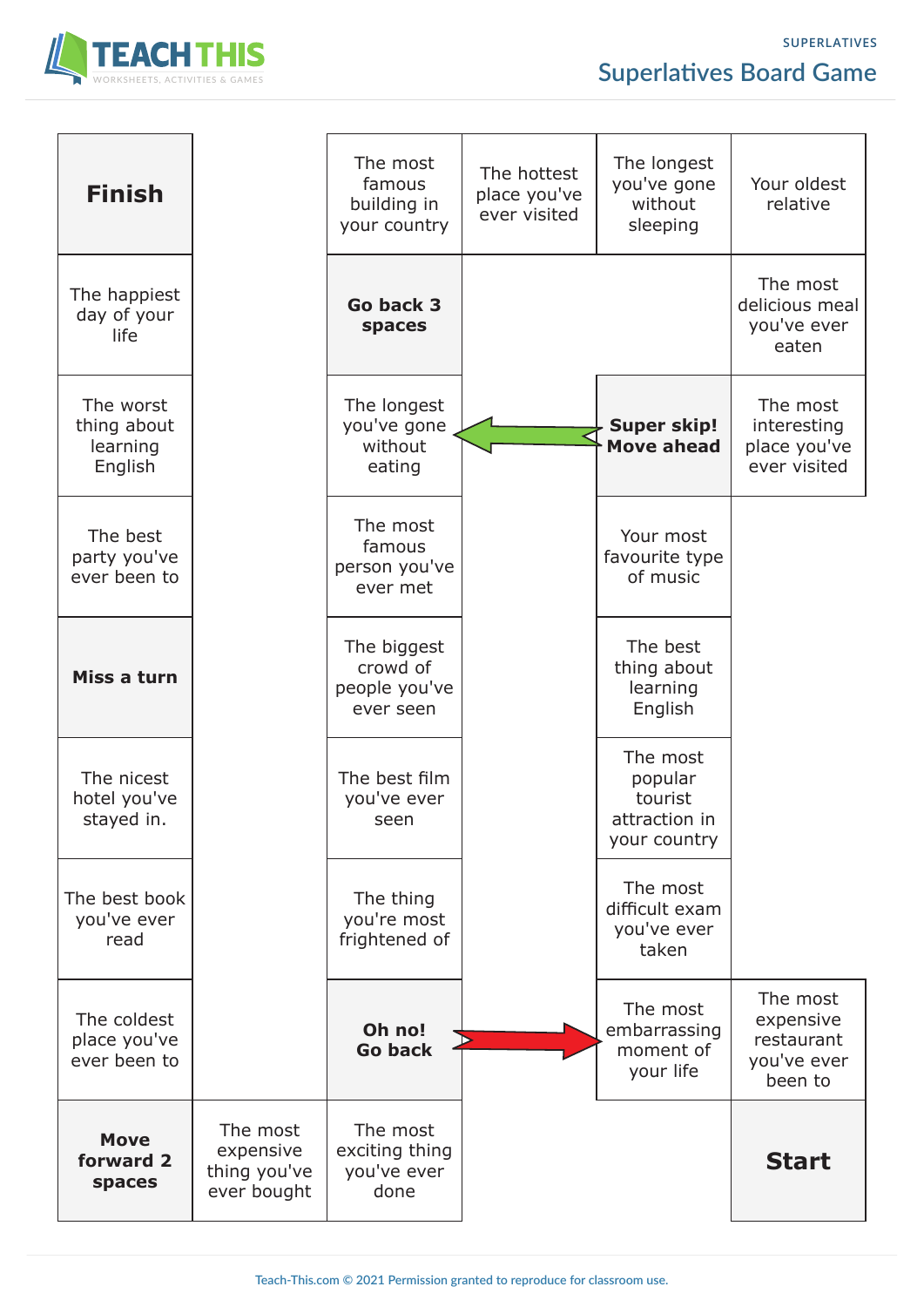SUPERLATIVES

# Superlatives Board Game

| | | | | | |
|---|---|---|---|---|---|
| **Finish** | | The most famous building in your country | The hottest place you've ever visited | The longest you've gone without sleeping | Your oldest relative |
| The happiest day of your life | | **Go back 3 spaces** | | | The most delicious meal you've ever eaten |
| The worst thing about learning English | | The longest you've gone without eating | | **Super skip! Move ahead** | The most interesting place you've ever visited |
| The best party you've ever been to | | The most famous person you've ever met | | Your most favourite type of music | |
| **Miss a turn** | | The biggest crowd of people you've ever seen | | The best thing about learning English | |
| The nicest hotel you've stayed in. | | The best film you've ever seen | | The most popular tourist attraction in your country | |
| The best book you've ever read | | The thing you're most frightened of | | The most difficult exam you've ever taken | |
| The coldest place you've ever been to | | **Oh no! Go back** | | The most embarrassing moment of your life | The most expensive restaurant you've ever been to |
| **Move forward 2 spaces** | The most expensive thing you've ever bought | The most exciting thing you've ever done | | | **Start** |